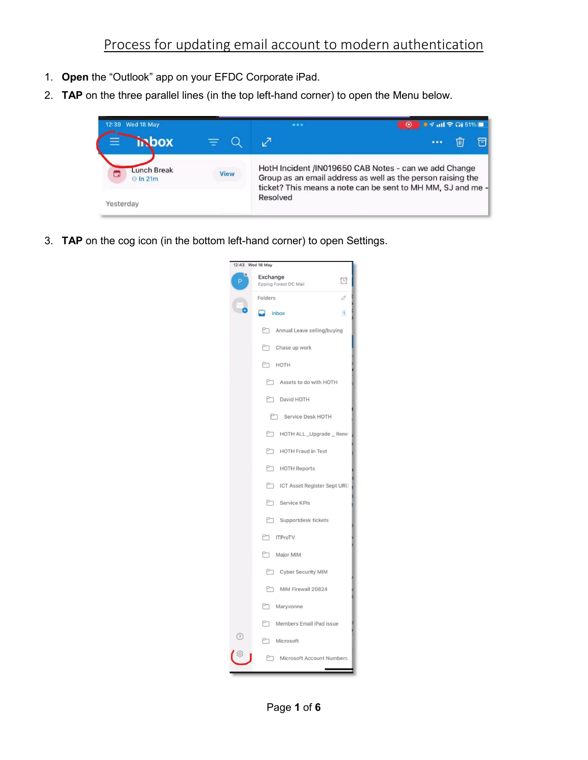# Process for updating email account to modern authentication

1. **Open** the “Outlook” app on your EFDC Corporate iPad.
2. **TAP** on the three parallel lines (in the top left-hand corner) to open the Menu below.
3. **TAP** on the cog icon (in the bottom left-hand corner) to open Settings.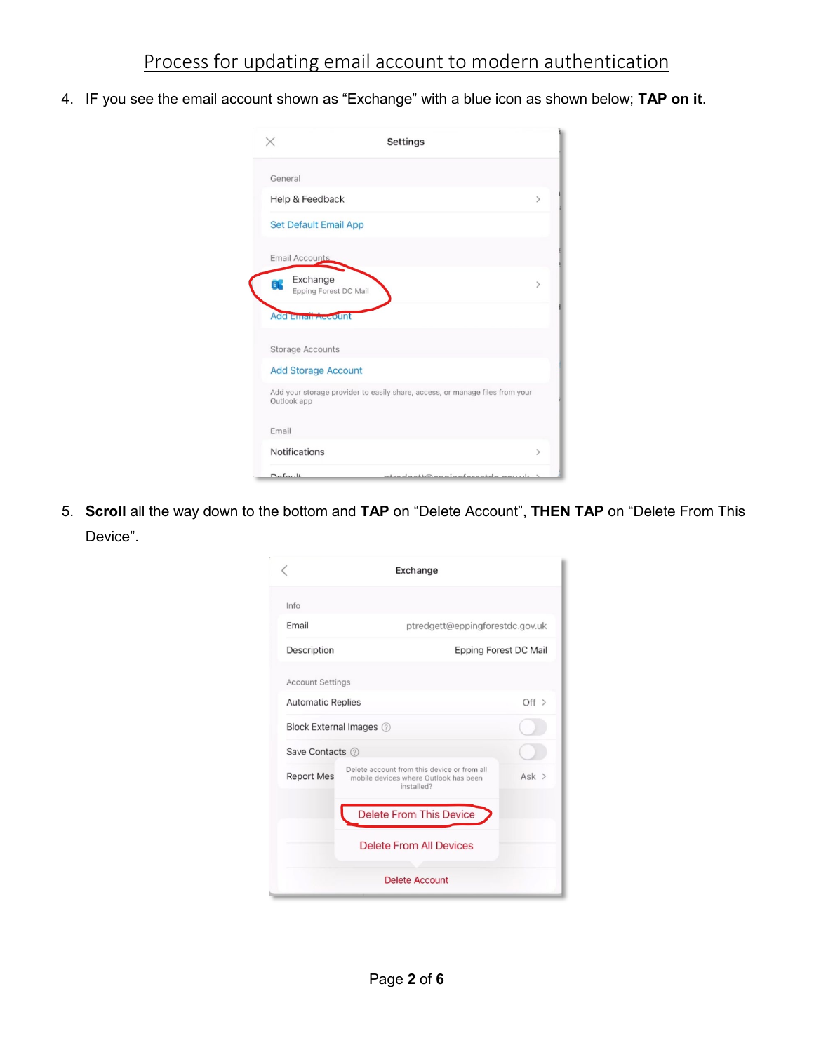# Process for updating email account to modern authentication

4. IF you see the email account shown as “Exchange” with a blue icon as shown below; **TAP on it**.

5. **Scroll** all the way down to the bottom and **TAP** on “Delete Account”, **THEN TAP** on “Delete From This Device”.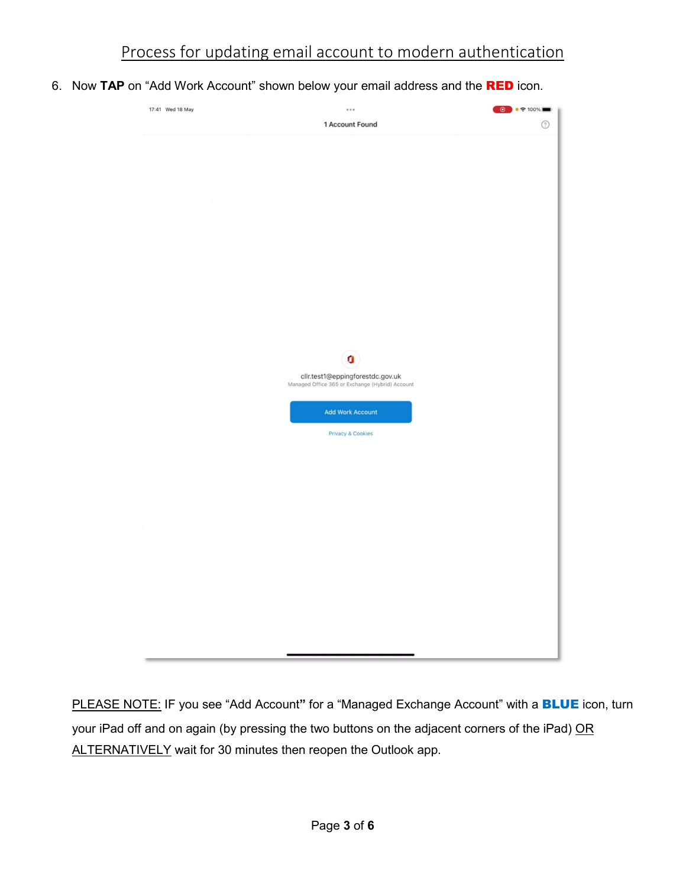# Process for updating email account to modern authentication

6. Now **TAP** on "Add Work Account" shown below your email address and the **RED** icon.

   PLEASE NOTE: IF you see "Add Account**"** for a "Managed Exchange Account" with a **BLUE** icon, turn your iPad off and on again (by pressing the two buttons on the adjacent corners of the iPad) OR ALTERNATIVELY wait for 30 minutes then reopen the Outlook app.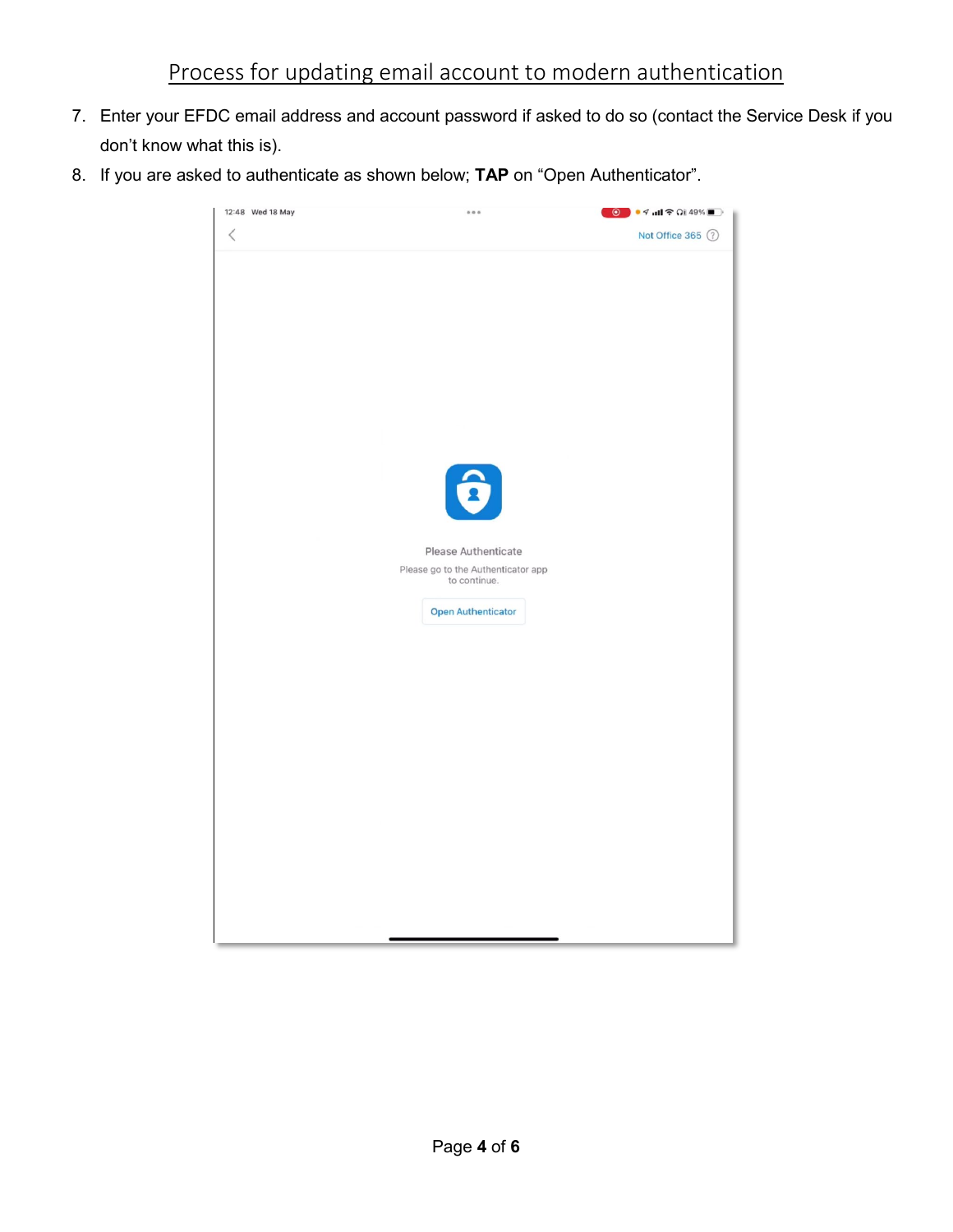Process for updating email account to modern authentication

7. Enter your EFDC email address and account password if asked to do so (contact the Service Desk if you don't know what this is).
8. If you are asked to authenticate as shown below; **TAP** on "Open Authenticator".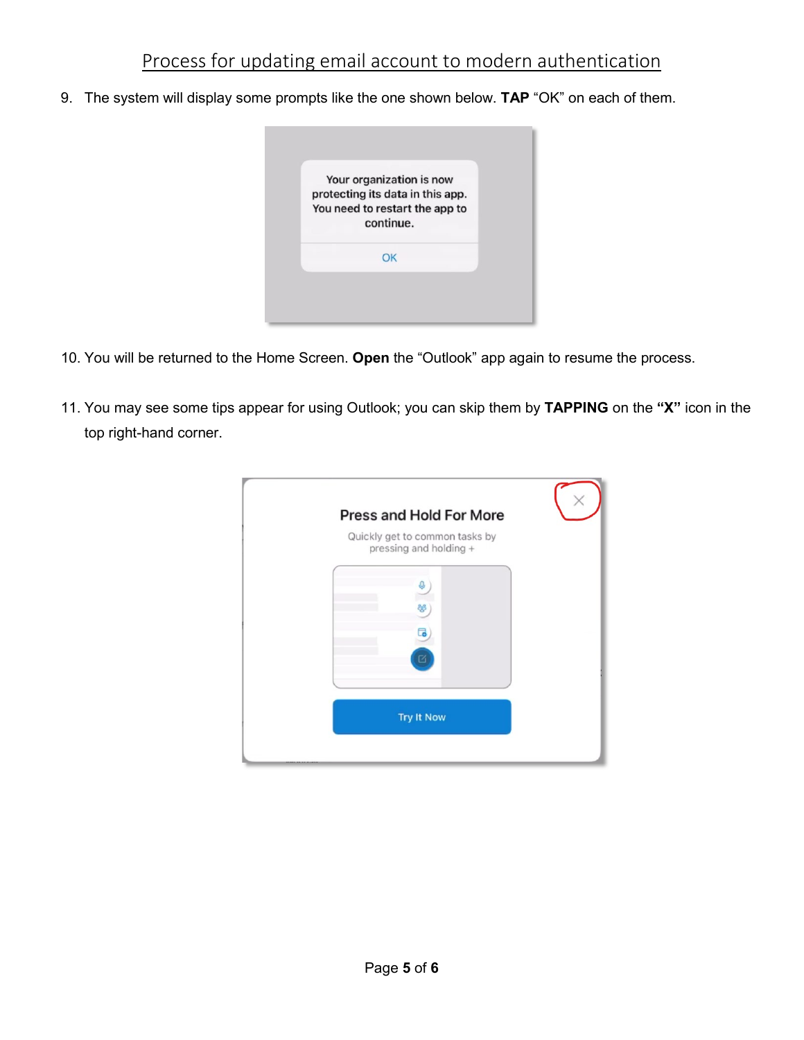9. The system will display some prompts like the one shown below. **TAP** "OK" on each of them.

10. You will be returned to the Home Screen. **Open** the "Outlook" app again to resume the process.

11. You may see some tips appear for using Outlook; you can skip them by **TAPPING** on the **"X"** icon in the top right-hand corner.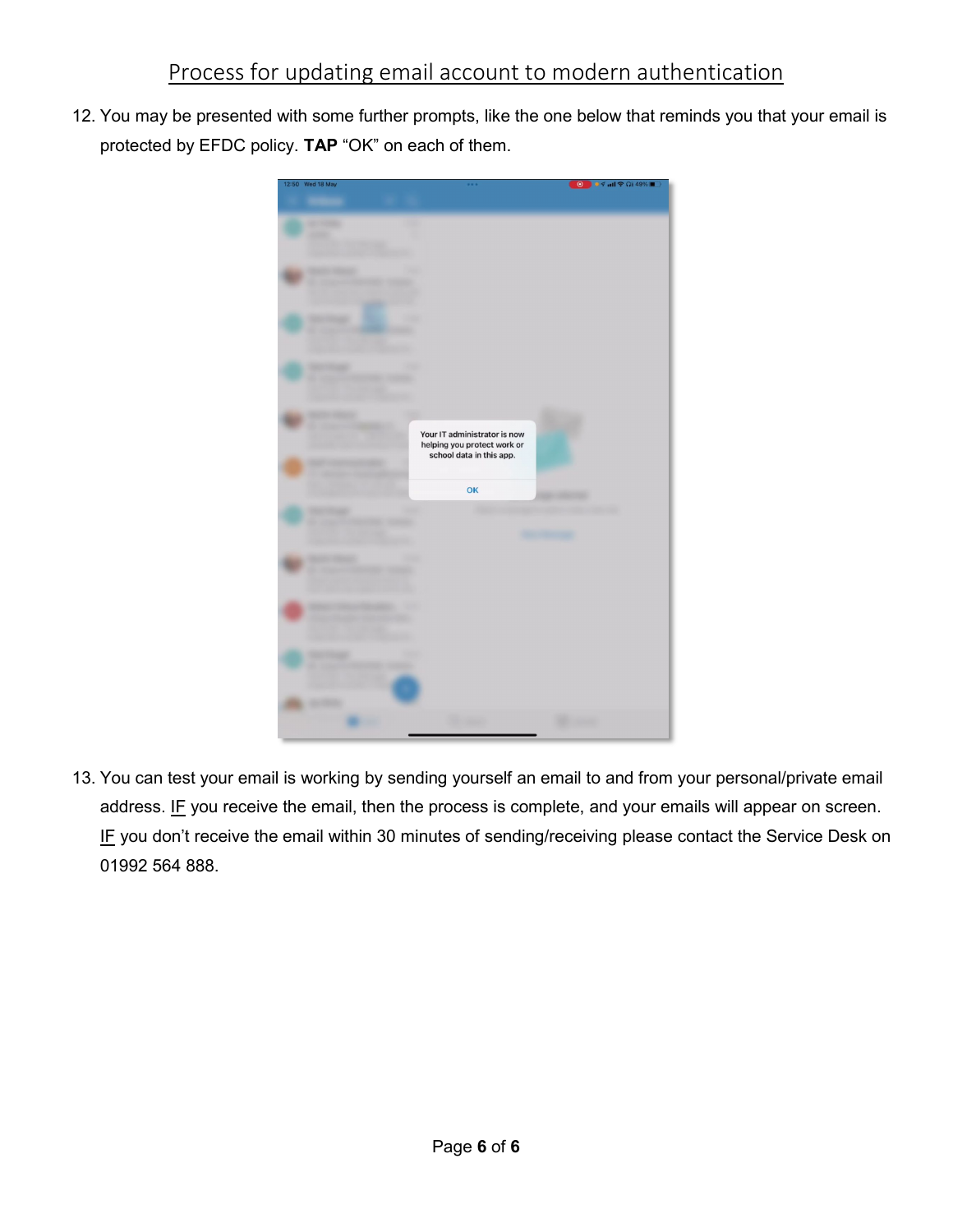12. You may be presented with some further prompts, like the one below that reminds you that your email is protected by EFDC policy. **TAP** "OK" on each of them.

13. You can test your email is working by sending yourself an email to and from your personal/private email address. IF you receive the email, then the process is complete, and your emails will appear on screen. IF you don't receive the email within 30 minutes of sending/receiving please contact the Service Desk on 01992 564 888.